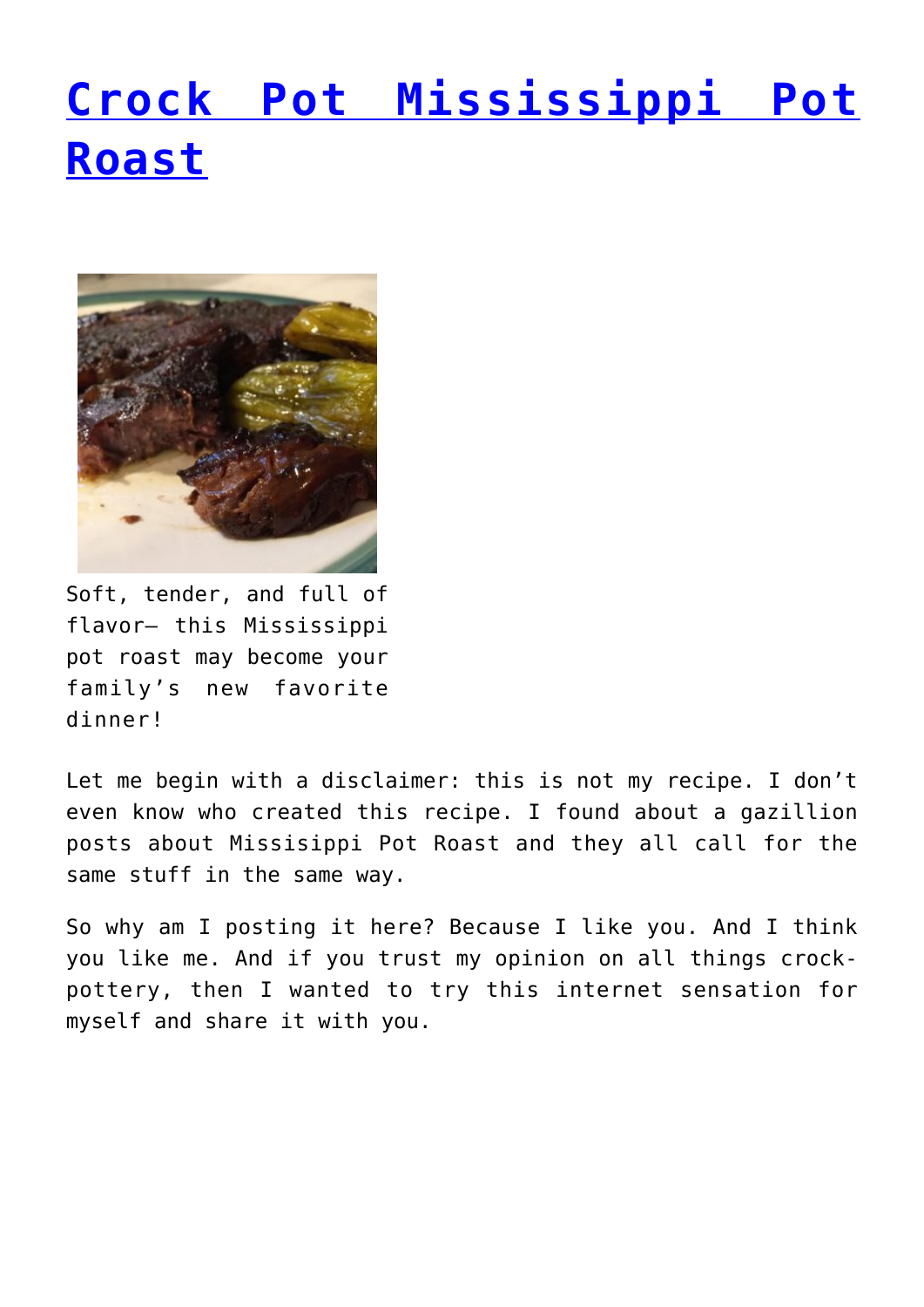# [Crock Pot Mississippi Pot Roast]

Soft, tender, and full of flavor– this Mississippi pot roast may become your family's new favorite dinner!

Let me begin with a disclaimer: this is not my recipe. I don't even know who created this recipe. I found about a gazillion posts about Missisipi Pot Roast and they all call for the same stuff in the same way.

So why am I posting it here? Because I like you. And I think you like me. And if you trust my opinion on all things crock-pottery, then I wanted to try this internet sensation for myself and share it with you.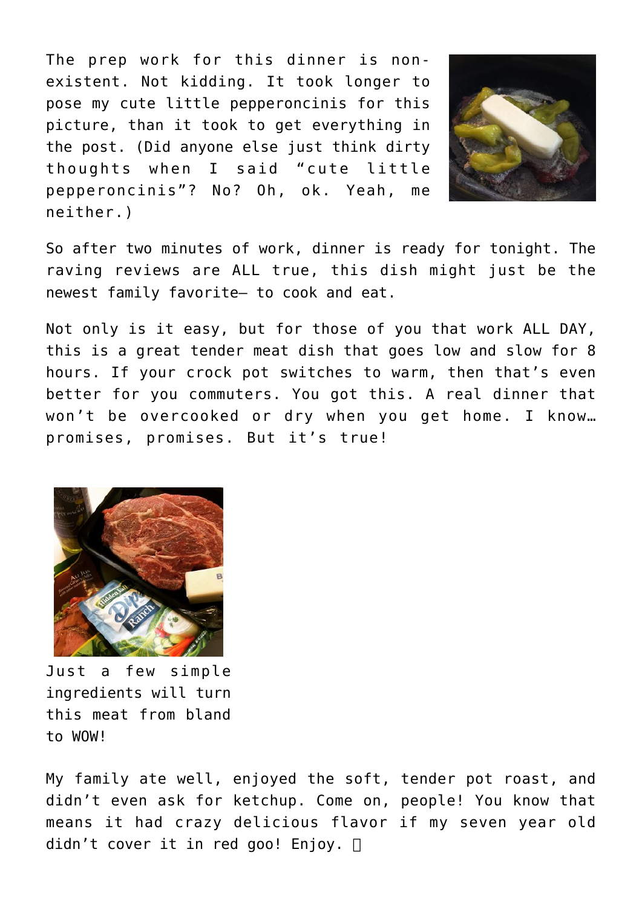The prep work for this dinner is non-existent. Not kidding. It took longer to pose my cute little pepperoncinis for this picture, than it took to get everything in the post. (Did anyone else just think dirty thoughts when I said "cute little pepperoncinis"? No? Oh, ok. Yeah, me neither.)

So after two minutes of work, dinner is ready for tonight. The raving reviews are ALL true, this dish might just be the newest family favorite– to cook and eat.

Not only is it easy, but for those of you that work ALL DAY, this is a great tender meat dish that goes low and slow for 8 hours. If your crock pot switches to warm, then that's even better for you commuters. You got this. A real dinner that won't be overcooked or dry when you get home. I know… promises, promises. But it's true!

Just a few simple ingredients will turn this meat from bland to WOW!

My family ate well, enjoyed the soft, tender pot roast, and didn't even ask for ketchup. Come on, people! You know that means it had crazy delicious flavor if my seven year old didn't cover it in red goo! Enjoy.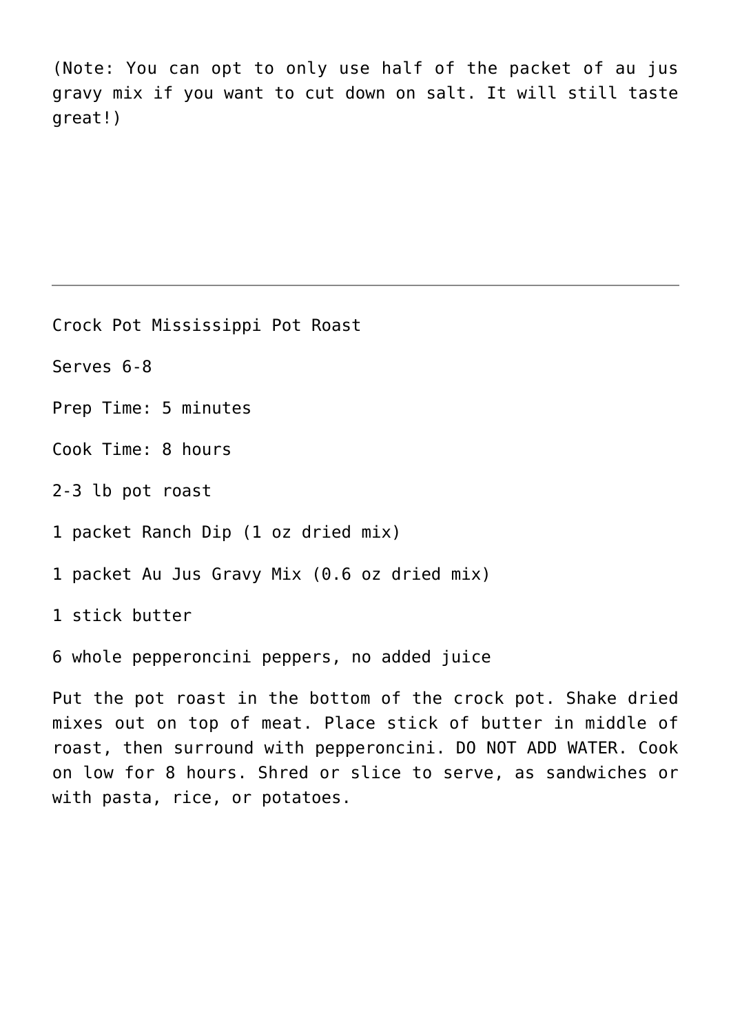(Note: You can opt to only use half of the packet of au jus gravy mix if you want to cut down on salt. It will still taste great!)

---

Crock Pot Mississippi Pot Roast

Serves 6-8

Prep Time: 5 minutes

Cook Time: 8 hours

2-3 lb pot roast

1 packet Ranch Dip (1 oz dried mix)

1 packet Au Jus Gravy Mix (0.6 oz dried mix)

1 stick butter

6 whole pepperoncini peppers, no added juice

Put the pot roast in the bottom of the crock pot. Shake dried mixes out on top of meat. Place stick of butter in middle of roast, then surround with pepperoncini. DO NOT ADD WATER. Cook on low for 8 hours. Shred or slice to serve, as sandwiches or with pasta, rice, or potatoes.